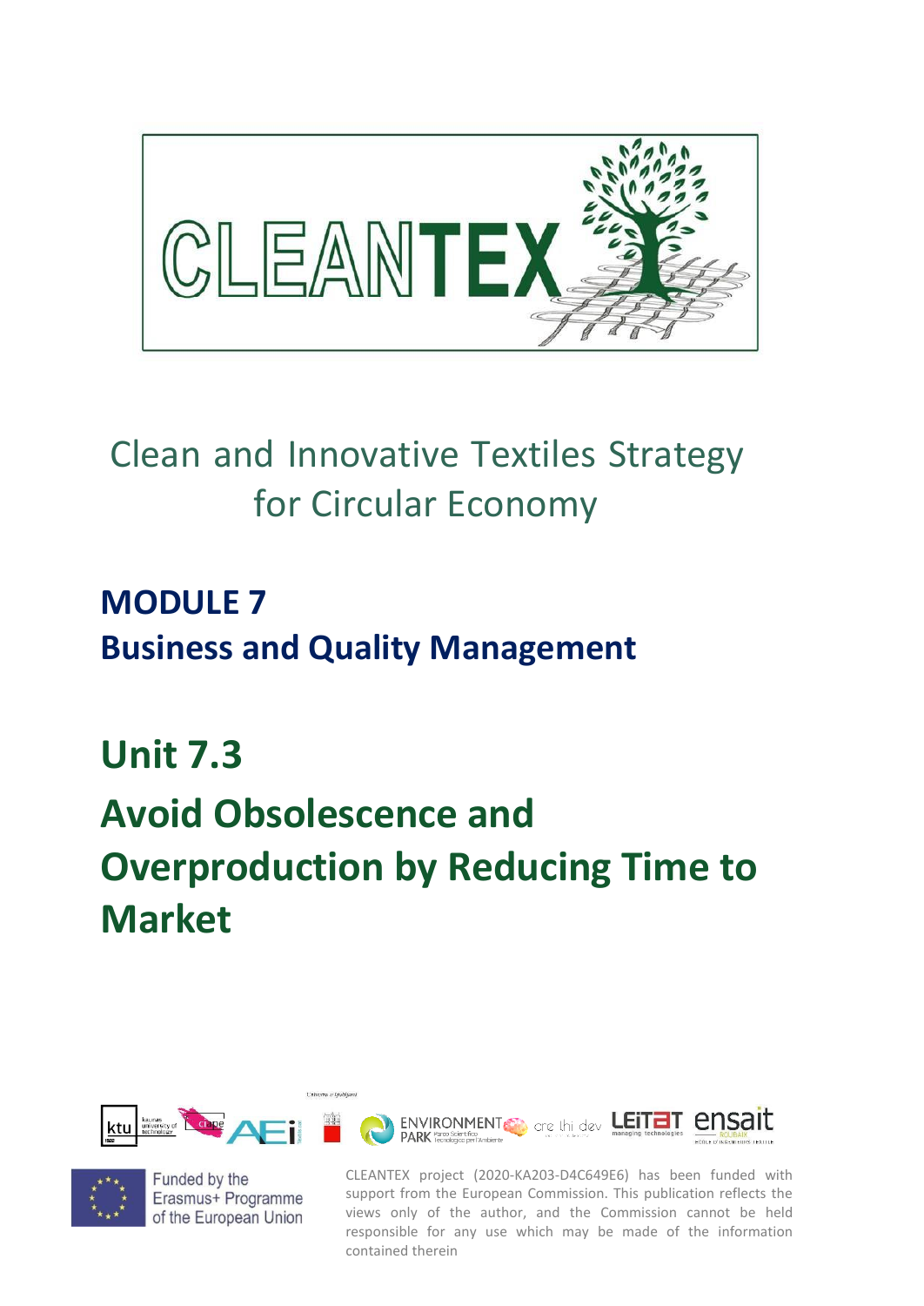# CLEANTEX

Clean and Innovative Textiles Strategy for Circular Economy

## MODULE 7
## Business and Quality Management

# Unit 7.3
# Avoid Obsolescence and Overproduction by Reducing Time to Market

Funded by the Erasmus+ Programme of the European Union

CLEANTEX project (2020-KA203-D4C649E6) has been funded with support from the European Commission. This publication reflects the views only of the author, and the Commission cannot be held responsible for any use which may be made of the information contained therein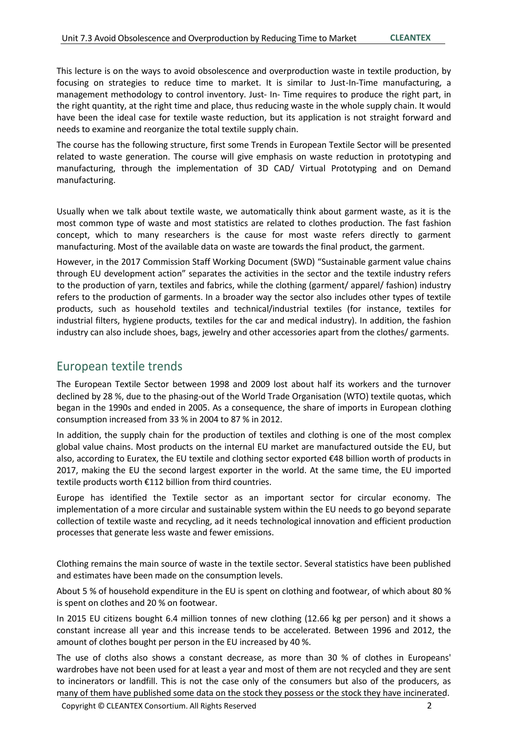This lecture is on the ways to avoid obsolescence and overproduction waste in textile production, by focusing on strategies to reduce time to market. It is similar to Just-In-Time manufacturing, a management methodology to control inventory. Just- In- Time requires to produce the right part, in the right quantity, at the right time and place, thus reducing waste in the whole supply chain. It would have been the ideal case for textile waste reduction, but its application is not straight forward and needs to examine and reorganize the total textile supply chain.

The course has the following structure, first some Trends in European Textile Sector will be presented related to waste generation. The course will give emphasis on waste reduction in prototyping and manufacturing, through the implementation of 3D CAD/ Virtual Prototyping and on Demand manufacturing.

Usually when we talk about textile waste, we automatically think about garment waste, as it is the most common type of waste and most statistics are related to clothes production. The fast fashion concept, which to many researchers is the cause for most waste refers directly to garment manufacturing. Most of the available data on waste are towards the final product, the garment.

However, in the 2017 Commission Staff Working Document (SWD) "Sustainable garment value chains through EU development action" separates the activities in the sector and the textile industry refers to the production of yarn, textiles and fabrics, while the clothing (garment/ apparel/ fashion) industry refers to the production of garments. In a broader way the sector also includes other types of textile products, such as household textiles and technical/industrial textiles (for instance, textiles for industrial filters, hygiene products, textiles for the car and medical industry). In addition, the fashion industry can also include shoes, bags, jewelry and other accessories apart from the clothes/ garments.

## European textile trends

The European Textile Sector between 1998 and 2009 lost about half its workers and the turnover declined by 28 %, due to the phasing-out of the World Trade Organisation (WTO) textile quotas, which began in the 1990s and ended in 2005. As a consequence, the share of imports in European clothing consumption increased from 33 % in 2004 to 87 % in 2012.

In addition, the supply chain for the production of textiles and clothing is one of the most complex global value chains. Most products on the internal EU market are manufactured outside the EU, but also, according to Euratex, the EU textile and clothing sector exported €48 billion worth of products in 2017, making the EU the second largest exporter in the world. At the same time, the EU imported textile products worth €112 billion from third countries.

Europe has identified the Textile sector as an important sector for circular economy. The implementation of a more circular and sustainable system within the EU needs to go beyond separate collection of textile waste and recycling, ad it needs technological innovation and efficient production processes that generate less waste and fewer emissions.

Clothing remains the main source of waste in the textile sector. Several statistics have been published and estimates have been made on the consumption levels.

About 5 % of household expenditure in the EU is spent on clothing and footwear, of which about 80 % is spent on clothes and 20 % on footwear.

In 2015 EU citizens bought 6.4 million tonnes of new clothing (12.66 kg per person) and it shows a constant increase all year and this increase tends to be accelerated. Between 1996 and 2012, the amount of clothes bought per person in the EU increased by 40 %.

The use of cloths also shows a constant decrease, as more than 30 % of clothes in Europeans' wardrobes have not been used for at least a year and most of them are not recycled and they are sent to incinerators or landfill. This is not the case only of the consumers but also of the producers, as many of them have published some data on the stock they possess or the stock they have incinerated.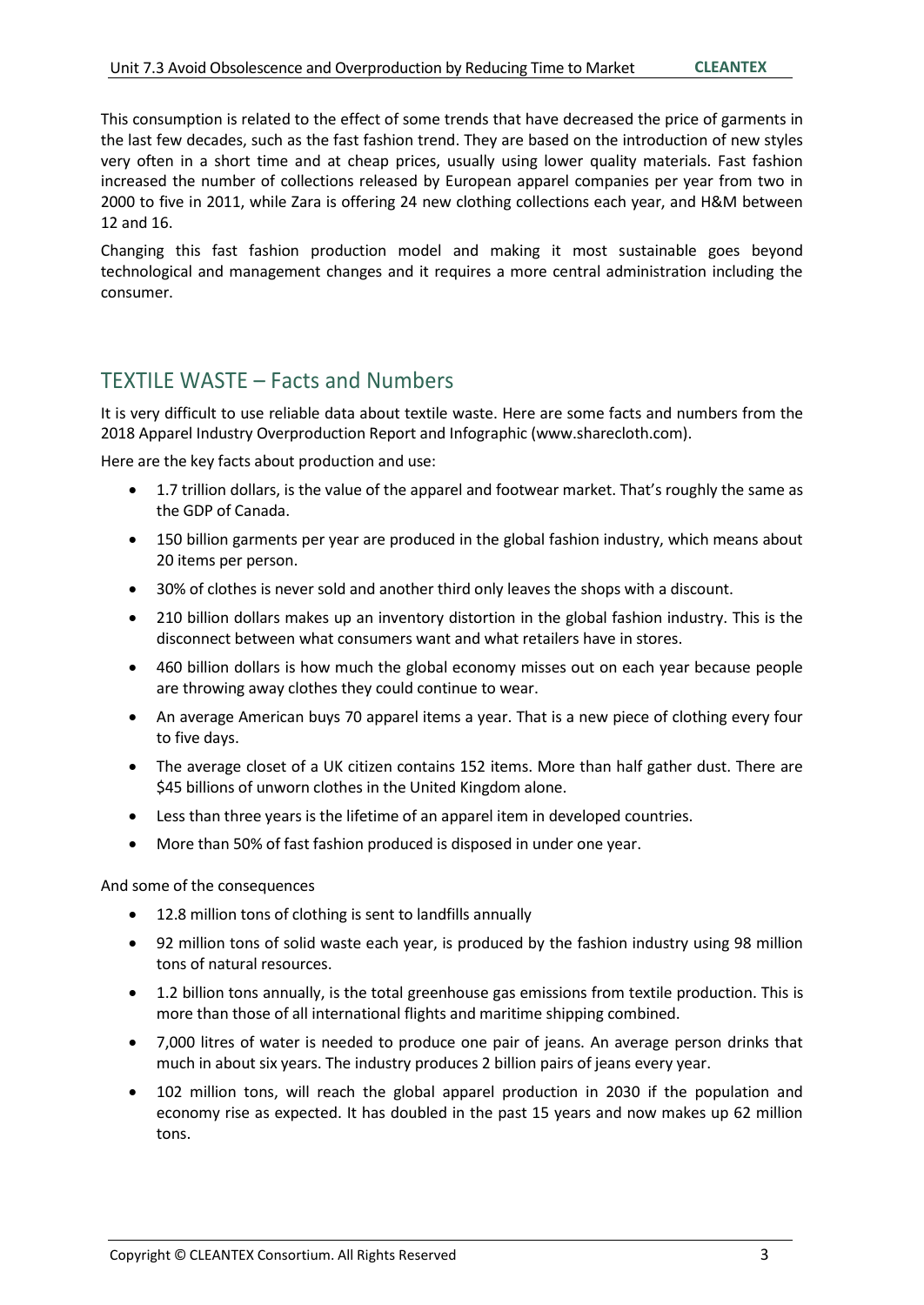This consumption is related to the effect of some trends that have decreased the price of garments in the last few decades, such as the fast fashion trend. They are based on the introduction of new styles very often in a short time and at cheap prices, usually using lower quality materials. Fast fashion increased the number of collections released by European apparel companies per year from two in 2000 to five in 2011, while Zara is offering 24 new clothing collections each year, and H&M between 12 and 16.

Changing this fast fashion production model and making it most sustainable goes beyond technological and management changes and it requires a more central administration including the consumer.

## TEXTILE WASTE – Facts and Numbers

It is very difficult to use reliable data about textile waste. Here are some facts and numbers from the 2018 Apparel Industry Overproduction Report and Infographic (www.sharecloth.com).

Here are the key facts about production and use:

- 1.7 trillion dollars, is the value of the apparel and footwear market. That's roughly the same as the GDP of Canada.
- 150 billion garments per year are produced in the global fashion industry, which means about 20 items per person.
- 30% of clothes is never sold and another third only leaves the shops with a discount.
- 210 billion dollars makes up an inventory distortion in the global fashion industry. This is the disconnect between what consumers want and what retailers have in stores.
- 460 billion dollars is how much the global economy misses out on each year because people are throwing away clothes they could continue to wear.
- An average American buys 70 apparel items a year. That is a new piece of clothing every four to five days.
- The average closet of a UK citizen contains 152 items. More than half gather dust. There are $45 billions of unworn clothes in the United Kingdom alone.
- Less than three years is the lifetime of an apparel item in developed countries.
- More than 50% of fast fashion produced is disposed in under one year.

And some of the consequences

- 12.8 million tons of clothing is sent to landfills annually
- 92 million tons of solid waste each year, is produced by the fashion industry using 98 million tons of natural resources.
- 1.2 billion tons annually, is the total greenhouse gas emissions from textile production. This is more than those of all international flights and maritime shipping combined.
- 7,000 litres of water is needed to produce one pair of jeans. An average person drinks that much in about six years. The industry produces 2 billion pairs of jeans every year.
- 102 million tons, will reach the global apparel production in 2030 if the population and economy rise as expected. It has doubled in the past 15 years and now makes up 62 million tons.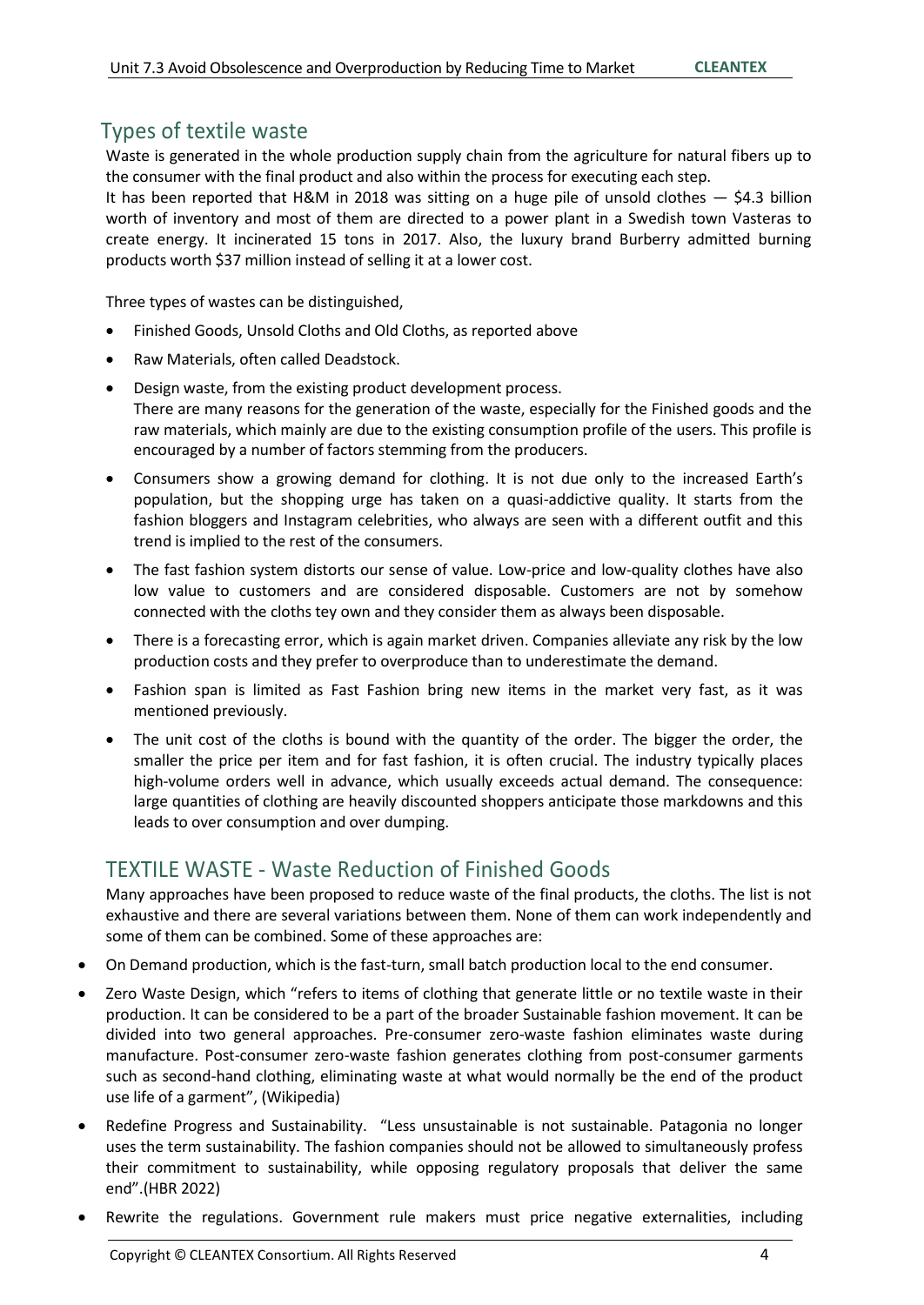## Types of textile waste

Waste is generated in the whole production supply chain from the agriculture for natural fibers up to the consumer with the final product and also within the process for executing each step.

It has been reported that H&M in 2018 was sitting on a huge pile of unsold clothes — $4.3 billion worth of inventory and most of them are directed to a power plant in a Swedish town Vasteras to create energy. It incinerated 15 tons in 2017. Also, the luxury brand Burberry admitted burning products worth $37 million instead of selling it at a lower cost.

Three types of wastes can be distinguished,

- Finished Goods, Unsold Cloths and Old Cloths, as reported above
- Raw Materials, often called Deadstock.
- Design waste, from the existing product development process.
  There are many reasons for the generation of the waste, especially for the Finished goods and the raw materials, which mainly are due to the existing consumption profile of the users. This profile is encouraged by a number of factors stemming from the producers.
- Consumers show a growing demand for clothing. It is not due only to the increased Earth's population, but the shopping urge has taken on a quasi-addictive quality. It starts from the fashion bloggers and Instagram celebrities, who always are seen with a different outfit and this trend is implied to the rest of the consumers.
- The fast fashion system distorts our sense of value. Low-price and low-quality clothes have also low value to customers and are considered disposable. Customers are not by somehow connected with the cloths tey own and they consider them as always been disposable.
- There is a forecasting error, which is again market driven. Companies alleviate any risk by the low production costs and they prefer to overproduce than to underestimate the demand.
- Fashion span is limited as Fast Fashion bring new items in the market very fast, as it was mentioned previously.
- The unit cost of the cloths is bound with the quantity of the order. The bigger the order, the smaller the price per item and for fast fashion, it is often crucial. The industry typically places high-volume orders well in advance, which usually exceeds actual demand. The consequence: large quantities of clothing are heavily discounted shoppers anticipate those markdowns and this leads to over consumption and over dumping.

## TEXTILE WASTE - Waste Reduction of Finished Goods

Many approaches have been proposed to reduce waste of the final products, the cloths. The list is not exhaustive and there are several variations between them. None of them can work independently and some of them can be combined. Some of these approaches are:

- On Demand production, which is the fast-turn, small batch production local to the end consumer.
- Zero Waste Design, which "refers to items of clothing that generate little or no textile waste in their production. It can be considered to be a part of the broader Sustainable fashion movement. It can be divided into two general approaches. Pre-consumer zero-waste fashion eliminates waste during manufacture. Post-consumer zero-waste fashion generates clothing from post-consumer garments such as second-hand clothing, eliminating waste at what would normally be the end of the product use life of a garment", (Wikipedia)
- Redefine Progress and Sustainability. "Less unsustainable is not sustainable. Patagonia no longer uses the term sustainability. The fashion companies should not be allowed to simultaneously profess their commitment to sustainability, while opposing regulatory proposals that deliver the same end".(HBR 2022)
- Rewrite the regulations. Government rule makers must price negative externalities, including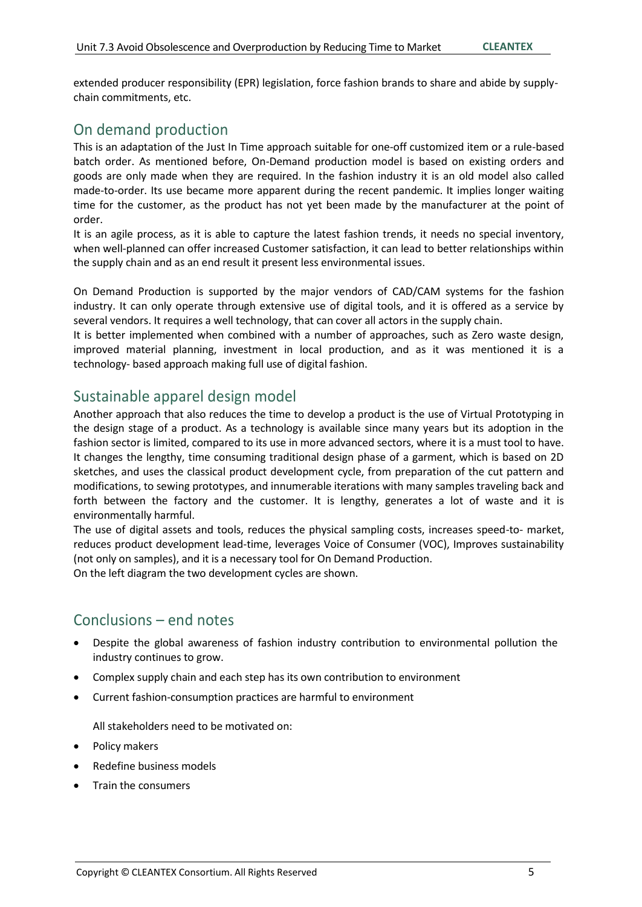extended producer responsibility (EPR) legislation, force fashion brands to share and abide by supply-chain commitments, etc.

## On demand production

This is an adaptation of the Just In Time approach suitable for one-off customized item or a rule-based batch order. As mentioned before, On-Demand production model is based on existing orders and goods are only made when they are required. In the fashion industry it is an old model also called made-to-order. Its use became more apparent during the recent pandemic. It implies longer waiting time for the customer, as the product has not yet been made by the manufacturer at the point of order.

It is an agile process, as it is able to capture the latest fashion trends, it needs no special inventory, when well-planned can offer increased Customer satisfaction, it can lead to better relationships within the supply chain and as an end result it present less environmental issues.

On Demand Production is supported by the major vendors of CAD/CAM systems for the fashion industry. It can only operate through extensive use of digital tools, and it is offered as a service by several vendors. It requires a well technology, that can cover all actors in the supply chain.

It is better implemented when combined with a number of approaches, such as Zero waste design, improved material planning, investment in local production, and as it was mentioned it is a technology- based approach making full use of digital fashion.

## Sustainable apparel design model

Another approach that also reduces the time to develop a product is the use of Virtual Prototyping in the design stage of a product. As a technology is available since many years but its adoption in the fashion sector is limited, compared to its use in more advanced sectors, where it is a must tool to have. It changes the lengthy, time consuming traditional design phase of a garment, which is based on 2D sketches, and uses the classical product development cycle, from preparation of the cut pattern and modifications, to sewing prototypes, and innumerable iterations with many samples traveling back and forth between the factory and the customer. It is lengthy, generates a lot of waste and it is environmentally harmful.

The use of digital assets and tools, reduces the physical sampling costs, increases speed-to- market, reduces product development lead-time, leverages Voice of Consumer (VOC), Improves sustainability (not only on samples), and it is a necessary tool for On Demand Production.

On the left diagram the two development cycles are shown.

## Conclusions – end notes

- Despite the global awareness of fashion industry contribution to environmental pollution the industry continues to grow.
- Complex supply chain and each step has its own contribution to environment
- Current fashion-consumption practices are harmful to environment

All stakeholders need to be motivated on:

- Policy makers
- Redefine business models
- Train the consumers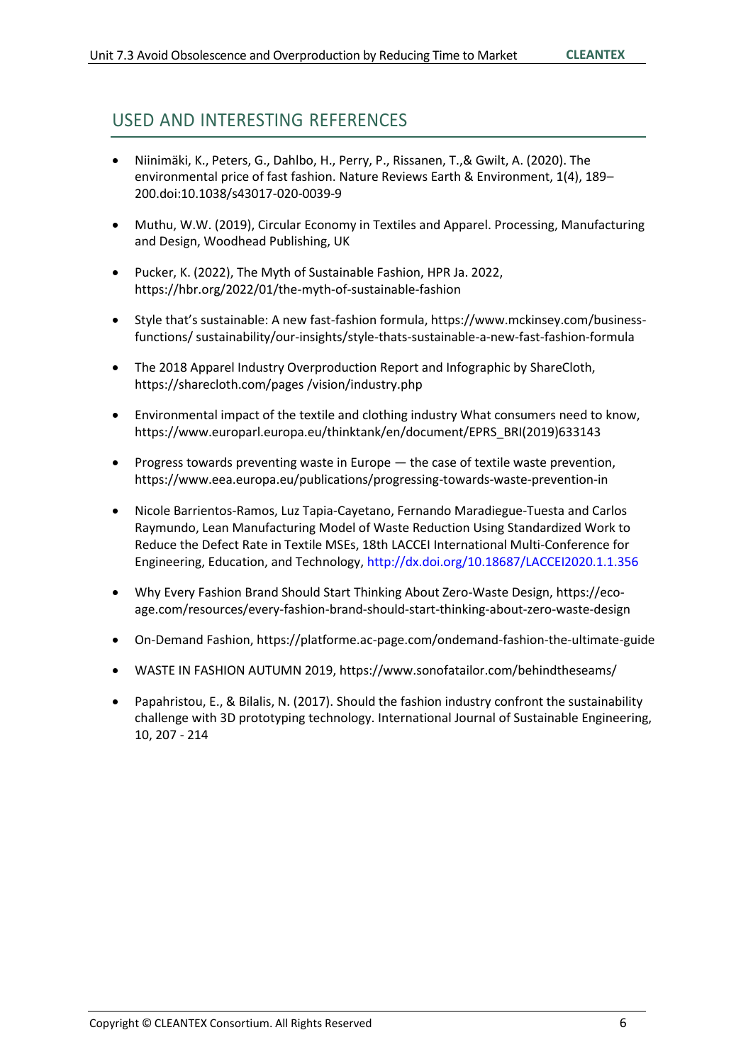## USED AND INTERESTING REFERENCES

- Niinimäki, K., Peters, G., Dahlbo, H., Perry, P., Rissanen, T.,& Gwilt, A. (2020). The environmental price of fast fashion. Nature Reviews Earth & Environment, 1(4), 189–200.doi:10.1038/s43017-020-0039-9
- Muthu, W.W. (2019), Circular Economy in Textiles and Apparel. Processing, Manufacturing and Design, Woodhead Publishing, UK
- Pucker, K. (2022), The Myth of Sustainable Fashion, HPR Ja. 2022, https://hbr.org/2022/01/the-myth-of-sustainable-fashion
- Style that's sustainable: A new fast-fashion formula, https://www.mckinsey.com/business-functions/ sustainability/our-insights/style-thats-sustainable-a-new-fast-fashion-formula
- The 2018 Apparel Industry Overproduction Report and Infographic by ShareCloth, https://sharecloth.com/pages /vision/industry.php
- Environmental impact of the textile and clothing industry What consumers need to know, https://www.europarl.europa.eu/thinktank/en/document/EPRS_BRI(2019)633143
- Progress towards preventing waste in Europe — the case of textile waste prevention, https://www.eea.europa.eu/publications/progressing-towards-waste-prevention-in
- Nicole Barrientos-Ramos, Luz Tapia-Cayetano, Fernando Maradiegue-Tuesta and Carlos Raymundo, Lean Manufacturing Model of Waste Reduction Using Standardized Work to Reduce the Defect Rate in Textile MSEs, 18th LACCEI International Multi-Conference for Engineering, Education, and Technology, http://dx.doi.org/10.18687/LACCEI2020.1.1.356
- Why Every Fashion Brand Should Start Thinking About Zero-Waste Design, https://eco-age.com/resources/every-fashion-brand-should-start-thinking-about-zero-waste-design
- On-Demand Fashion, https://platforme.ac-page.com/ondemand-fashion-the-ultimate-guide
- WASTE IN FASHION AUTUMN 2019, https://www.sonofatailor.com/behindtheseams/
- Papahristou, E., & Bilalis, N. (2017). Should the fashion industry confront the sustainability challenge with 3D prototyping technology. International Journal of Sustainable Engineering, 10, 207 - 214